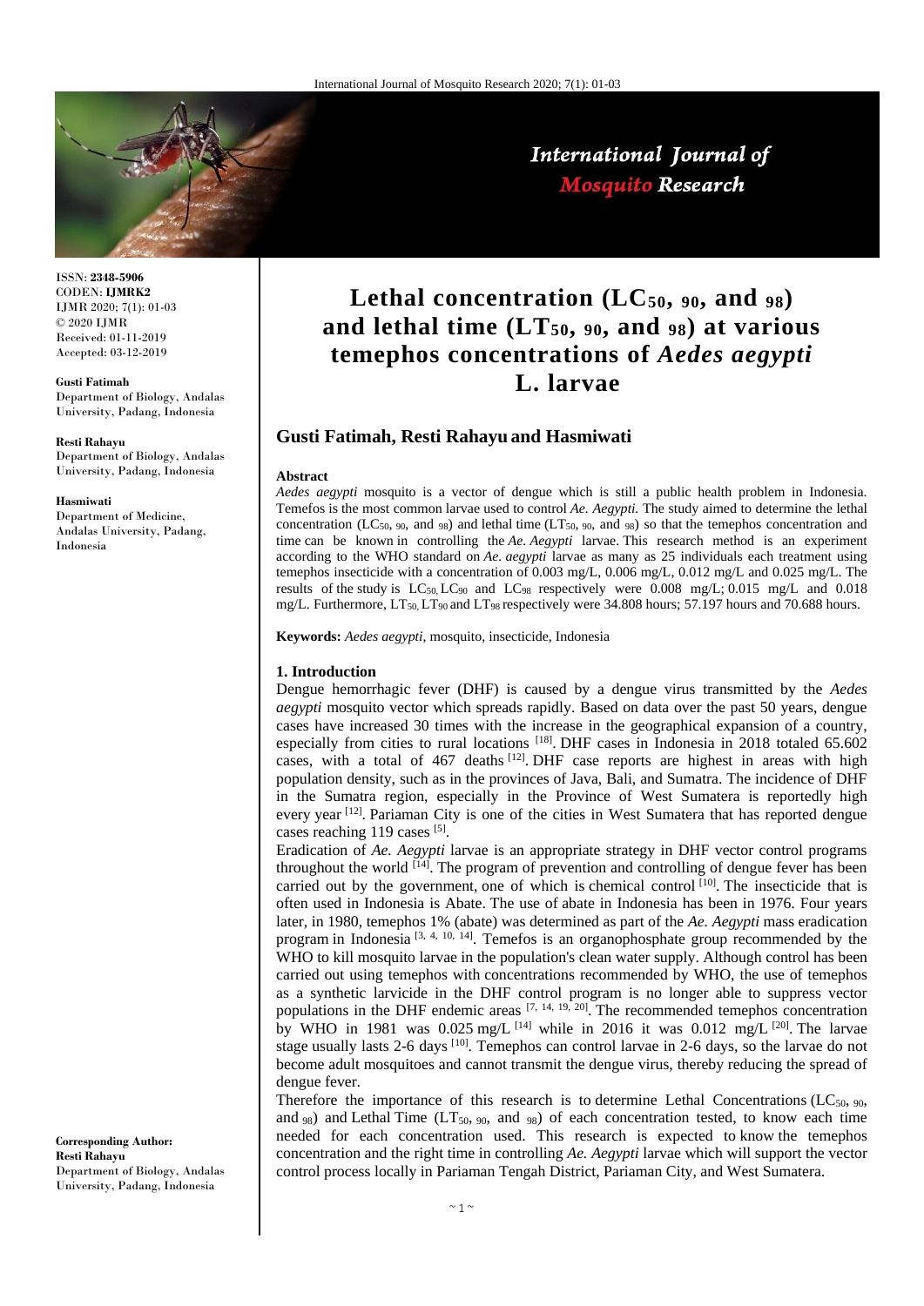ISSN: **2348-5906**
CODEN: **IJMRK2**
IJMR 2020; 7(1): 01-03
© 2020 IJMR
Received: 01-11-2019
Accepted: 03-12-2019

**Gusti Fatimah**
Department of Biology, Andalas University, Padang, Indonesia

**Resti Rahayu**
Department of Biology, Andalas University, Padang, Indonesia

**Hasmiwati**
Department of Medicine, Andalas University, Padang, Indonesia

**Corresponding Author:**
**Resti Rahayu**
Department of Biology, Andalas University, Padang, Indonesia

# Lethal concentration ($LC_{50,\ 90,}$ and $_{98}$) and lethal time ($LT_{50,\ 90,}$ and $_{98}$) at various temephos concentrations of *Aedes aegypti* L. larvae

## Gusti Fatimah, Resti Rahayu and Hasmiwati

### Abstract

*Aedes aegypti* mosquito is a vector of dengue which is still a public health problem in Indonesia. Temefos is the most common larvae used to control *Ae. Aegypti.* The study aimed to determine the lethal concentration ($LC_{50,\ 90,}$ and $_{98}$) and lethal time ($LT_{50,\ 90,}$ and $_{98}$) so that the temephos concentration and time can be known in controlling the *Ae. Aegypti* larvae. This research method is an experiment according to the WHO standard on *Ae. aegypti* larvae as many as 25 individuals each treatment using temephos insecticide with a concentration of 0.003 mg/L, 0.006 mg/L, 0.012 mg/L and 0.025 mg/L. The results of the study is $LC_{50,}$ $LC_{90}$ and $LC_{98}$ respectively were 0.008 mg/L; 0.015 mg/L and 0.018 mg/L. Furthermore, $LT_{50,}$ $LT_{90}$ and $LT_{98}$ respectively were 34.808 hours; 57.197 hours and 70.688 hours.

**Keywords:** *Aedes aegypti*, mosquito, insecticide, Indonesia

### 1. Introduction

Dengue hemorrhagic fever (DHF) is caused by a dengue virus transmitted by the *Aedes aegypti* mosquito vector which spreads rapidly. Based on data over the past 50 years, dengue cases have increased 30 times with the increase in the geographical expansion of a country, especially from cities to rural locations [18]. DHF cases in Indonesia in 2018 totaled 65.602 cases, with a total of 467 deaths [12]. DHF case reports are highest in areas with high population density, such as in the provinces of Java, Bali, and Sumatra. The incidence of DHF in the Sumatra region, especially in the Province of West Sumatera is reportedly high every year [12]. Pariaman City is one of the cities in West Sumatera that has reported dengue cases reaching 119 cases [5].

Eradication of *Ae. Aegypti* larvae is an appropriate strategy in DHF vector control programs throughout the world [14]. The program of prevention and controlling of dengue fever has been carried out by the government, one of which is chemical control [10]. The insecticide that is often used in Indonesia is Abate. The use of abate in Indonesia has been in 1976. Four years later, in 1980, temephos 1% (abate) was determined as part of the *Ae. Aegypti* mass eradication program in Indonesia [3, 4, 10, 14]. Temefos is an organophosphate group recommended by the WHO to kill mosquito larvae in the population's clean water supply. Although control has been carried out using temephos with concentrations recommended by WHO, the use of temephos as a synthetic larvicide in the DHF control program is no longer able to suppress vector populations in the DHF endemic areas [7, 14, 19, 20]. The recommended temephos concentration by WHO in 1981 was 0.025 mg/L [14] while in 2016 it was 0.012 mg/L [20]. The larvae stage usually lasts 2-6 days [10]. Temephos can control larvae in 2-6 days, so the larvae do not become adult mosquitoes and cannot transmit the dengue virus, thereby reducing the spread of dengue fever.

Therefore the importance of this research is to determine Lethal Concentrations ($LC_{50,\ 90,}$ and $_{98}$) and Lethal Time ($LT_{50,\ 90,}$ and $_{98}$) of each concentration tested, to know each time needed for each concentration used. This research is expected to know the temephos concentration and the right time in controlling *Ae. Aegypti* larvae which will support the vector control process locally in Pariaman Tengah District, Pariaman City, and West Sumatera.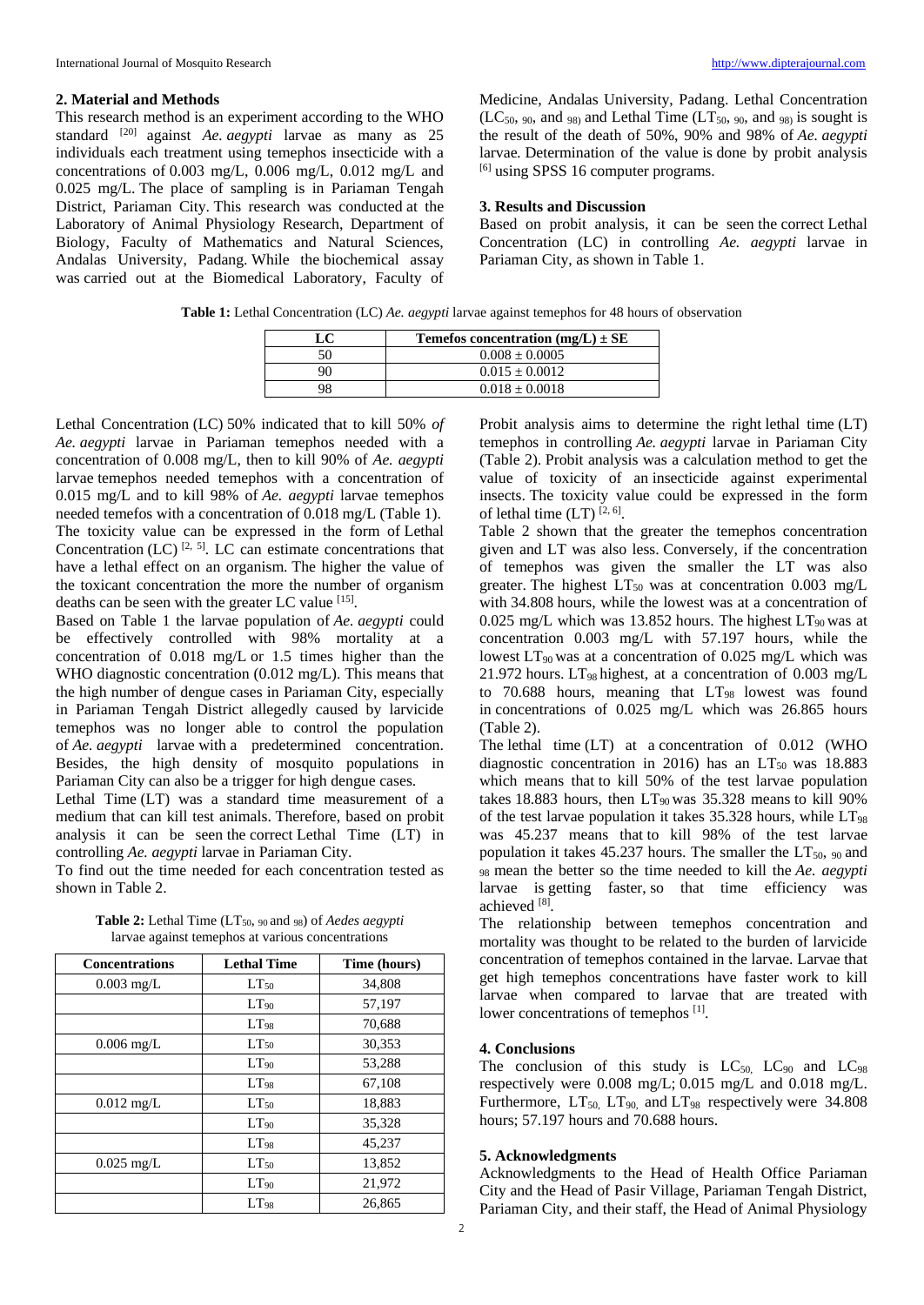## 2. Material and Methods

This research method is an experiment according to the WHO standard [20] against *Ae. aegypti* larvae as many as 25 individuals each treatment using temephos insecticide with a concentrations of 0.003 mg/L, 0.006 mg/L, 0.012 mg/L and 0.025 mg/L. The place of sampling is in Pariaman Tengah District, Pariaman City. This research was conducted at the Laboratory of Animal Physiology Research, Department of Biology, Faculty of Mathematics and Natural Sciences, Andalas University, Padang. While the biochemical assay was carried out at the Biomedical Laboratory, Faculty of Medicine, Andalas University, Padang. Lethal Concentration ($LC_{50,\ 90,}$ and $_{98)}$ and Lethal Time ($LT_{50,\ 90,}$ and $_{98)}$ is sought is the result of the death of 50%, 90% and 98% of *Ae. aegypti* larvae. Determination of the value is done by probit analysis [6] using SPSS 16 computer programs.

## 3. Results and Discussion

Based on probit analysis, it can be seen the correct Lethal Concentration (LC) in controlling *Ae. aegypti* larvae in Pariaman City, as shown in Table 1.

**Table 1:** Lethal Concentration (LC) *Ae. aegypti* larvae against temephos for 48 hours of observation

| LC | Temefos concentration (mg/L) ± SE |
|---|---|
| 50 | 0.008 ± 0.0005 |
| 90 | 0.015 ± 0.0012 |
| 98 | 0.018 ± 0.0018 |

Lethal Concentration (LC) 50% indicated that to kill 50% *of Ae. aegypti* larvae in Pariaman temephos needed with a concentration of 0.008 mg/L, then to kill 90% of *Ae. aegypti* larvae temephos needed temephos with a concentration of 0.015 mg/L and to kill 98% of *Ae. aegypti* larvae temephos needed temefos with a concentration of 0.018 mg/L (Table 1).

The toxicity value can be expressed in the form of Lethal Concentration (LC) [2, 5]. LC can estimate concentrations that have a lethal effect on an organism. The higher the value of the toxicant concentration the more the number of organism deaths can be seen with the greater LC value [15].

Based on Table 1 the larvae population of *Ae. aegypti* could be effectively controlled with 98% mortality at a concentration of 0.018 mg/L or 1.5 times higher than the WHO diagnostic concentration (0.012 mg/L). This means that the high number of dengue cases in Pariaman City, especially in Pariaman Tengah District allegedly caused by larvicide temephos was no longer able to control the population of *Ae. aegypti* larvae with a predetermined concentration. Besides, the high density of mosquito populations in Pariaman City can also be a trigger for high dengue cases.

Lethal Time (LT) was a standard time measurement of a medium that can kill test animals. Therefore, based on probit analysis it can be seen the correct Lethal Time (LT) in controlling *Ae. aegypti* larvae in Pariaman City.

To find out the time needed for each concentration tested as shown in Table 2.

**Table 2:** Lethal Time ($LT_{50}$, $_{90}$ and $_{98}$) of *Aedes aegypti* larvae against temephos at various concentrations

| Concentrations | Lethal Time | Time (hours) |
|---|---|---|
| 0.003 mg/L | $LT_{50}$ | 34,808 |
| | $LT_{90}$ | 57,197 |
| | $LT_{98}$ | 70,688 |
| 0.006 mg/L | $LT_{50}$ | 30,353 |
| | $LT_{90}$ | 53,288 |
| | $LT_{98}$ | 67,108 |
| 0.012 mg/L | $LT_{50}$ | 18,883 |
| | $LT_{90}$ | 35,328 |
| | $LT_{98}$ | 45,237 |
| 0.025 mg/L | $LT_{50}$ | 13,852 |
| | $LT_{90}$ | 21,972 |
| | $LT_{98}$ | 26,865 |

Probit analysis aims to determine the right lethal time (LT) temephos in controlling *Ae. aegypti* larvae in Pariaman City (Table 2). Probit analysis was a calculation method to get the value of toxicity of an insecticide against experimental insects. The toxicity value could be expressed in the form of lethal time (LT) [2, 6].

Table 2 shown that the greater the temephos concentration given and LT was also less. Conversely, if the concentration of temephos was given the smaller the LT was also greater. The highest $LT_{50}$ was at concentration 0.003 mg/L with 34.808 hours, while the lowest was at a concentration of 0.025 mg/L which was 13.852 hours. The highest $LT_{90}$ was at concentration 0.003 mg/L with 57.197 hours, while the lowest $LT_{90}$ was at a concentration of 0.025 mg/L which was 21.972 hours. $LT_{98}$ highest, at a concentration of 0.003 mg/L to 70.688 hours, meaning that $LT_{98}$ lowest was found in concentrations of 0.025 mg/L which was 26.865 hours (Table 2).

The lethal time (LT) at a concentration of 0.012 (WHO diagnostic concentration in 2016) has an $LT_{50}$ was 18.883 which means that to kill 50% of the test larvae population takes 18.883 hours, then $LT_{90}$ was 35.328 means to kill 90% of the test larvae population it takes 35.328 hours, while $LT_{98}$ was 45.237 means that to kill 98% of the test larvae population it takes 45.237 hours. The smaller the $LT_{50,\ 90}$ and $_{98}$ mean the better so the time needed to kill the *Ae. aegypti* larvae is getting faster, so that time efficiency was achieved [8].

The relationship between temephos concentration and mortality was thought to be related to the burden of larvicide concentration of temephos contained in the larvae. Larvae that get high temephos concentrations have faster work to kill larvae when compared to larvae that are treated with lower concentrations of temephos [1].

## 4. Conclusions

The conclusion of this study is $LC_{50,}$ $LC_{90}$ and $LC_{98}$ respectively were 0.008 mg/L; 0.015 mg/L and 0.018 mg/L. Furthermore, $LT_{50,}$ $LT_{90,}$ and $LT_{98}$ respectively were 34.808 hours; 57.197 hours and 70.688 hours.

## 5. Acknowledgments

Acknowledgments to the Head of Health Office Pariaman City and the Head of Pasir Village, Pariaman Tengah District, Pariaman City, and their staff, the Head of Animal Physiology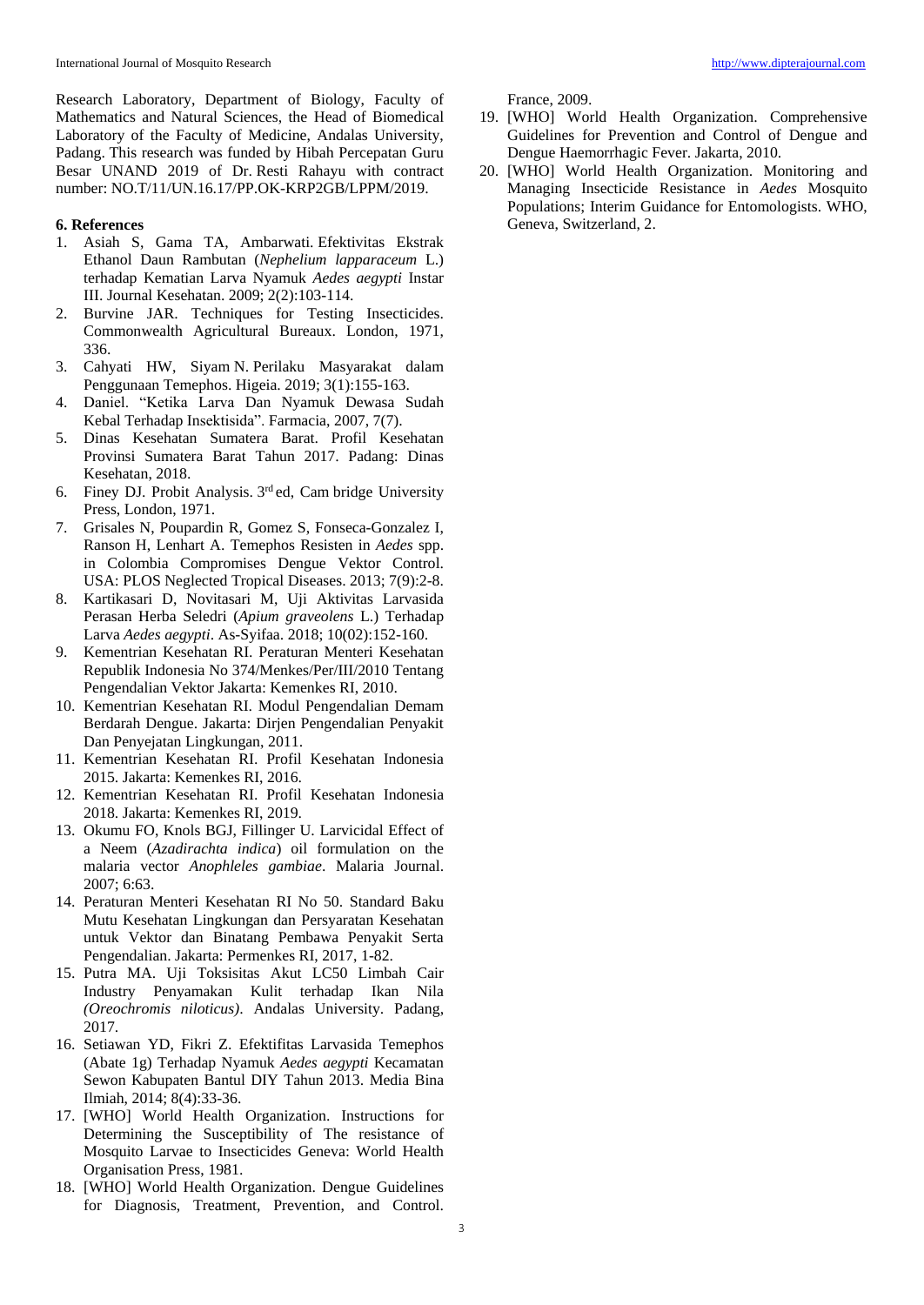Research Laboratory, Department of Biology, Faculty of Mathematics and Natural Sciences, the Head of Biomedical Laboratory of the Faculty of Medicine, Andalas University, Padang. This research was funded by Hibah Percepatan Guru Besar UNAND 2019 of Dr. Resti Rahayu with contract number: NO.T/11/UN.16.17/PP.OK-KRP2GB/LPPM/2019.

## 6. References

1. Asiah S, Gama TA, Ambarwati. Efektivitas Ekstrak Ethanol Daun Rambutan (*Nephelium lapparaceum* L.) terhadap Kematian Larva Nyamuk *Aedes aegypti* Instar III. Journal Kesehatan. 2009; 2(2):103-114.
2. Burvine JAR. Techniques for Testing Insecticides. Commonwealth Agricultural Bureaux. London, 1971, 336.
3. Cahyati HW, Siyam N. Perilaku Masyarakat dalam Penggunaan Temephos. Higeia. 2019; 3(1):155-163.
4. Daniel. "Ketika Larva Dan Nyamuk Dewasa Sudah Kebal Terhadap Insektisida". Farmacia, 2007, 7(7).
5. Dinas Kesehatan Sumatera Barat. Profil Kesehatan Provinsi Sumatera Barat Tahun 2017. Padang: Dinas Kesehatan, 2018.
6. Finey DJ. Probit Analysis. 3rd ed, Cam bridge University Press, London, 1971.
7. Grisales N, Poupardin R, Gomez S, Fonseca-Gonzalez I, Ranson H, Lenhart A. Temephos Resisten in *Aedes* spp. in Colombia Compromises Dengue Vektor Control. USA: PLOS Neglected Tropical Diseases. 2013; 7(9):2-8.
8. Kartikasari D, Novitasari M, Uji Aktivitas Larvasida Perasan Herba Seledri (*Apium graveolens* L.) Terhadap Larva *Aedes aegypti*. As-Syifaa. 2018; 10(02):152-160.
9. Kementrian Kesehatan RI. Peraturan Menteri Kesehatan Republik Indonesia No 374/Menkes/Per/III/2010 Tentang Pengendalian Vektor Jakarta: Kemenkes RI, 2010.
10. Kementrian Kesehatan RI. Modul Pengendalian Demam Berdarah Dengue. Jakarta: Dirjen Pengendalian Penyakit Dan Penyejatan Lingkungan, 2011.
11. Kementrian Kesehatan RI. Profil Kesehatan Indonesia 2015. Jakarta: Kemenkes RI, 2016.
12. Kementrian Kesehatan RI. Profil Kesehatan Indonesia 2018. Jakarta: Kemenkes RI, 2019.
13. Okumu FO, Knols BGJ, Fillinger U. Larvicidal Effect of a Neem (*Azadirachta indica*) oil formulation on the malaria vector *Anophleles gambiae*. Malaria Journal. 2007; 6:63.
14. Peraturan Menteri Kesehatan RI No 50. Standard Baku Mutu Kesehatan Lingkungan dan Persyaratan Kesehatan untuk Vektor dan Binatang Pembawa Penyakit Serta Pengendalian. Jakarta: Permenkes RI, 2017, 1-82.
15. Putra MA. Uji Toksisitas Akut LC50 Limbah Cair Industry Penyamakan Kulit terhadap Ikan Nila *(Oreochromis niloticus)*. Andalas University. Padang, 2017.
16. Setiawan YD, Fikri Z. Efektifitas Larvasida Temephos (Abate 1g) Terhadap Nyamuk *Aedes aegypti* Kecamatan Sewon Kabupaten Bantul DIY Tahun 2013. Media Bina Ilmiah, 2014; 8(4):33-36.
17. [WHO] World Health Organization. Instructions for Determining the Susceptibility of The resistance of Mosquito Larvae to Insecticides Geneva: World Health Organisation Press, 1981.
18. [WHO] World Health Organization. Dengue Guidelines for Diagnosis, Treatment, Prevention, and Control. France, 2009.
19. [WHO] World Health Organization. Comprehensive Guidelines for Prevention and Control of Dengue and Dengue Haemorrhagic Fever. Jakarta, 2010.
20. [WHO] World Health Organization. Monitoring and Managing Insecticide Resistance in *Aedes* Mosquito Populations; Interim Guidance for Entomologists. WHO, Geneva, Switzerland, 2.